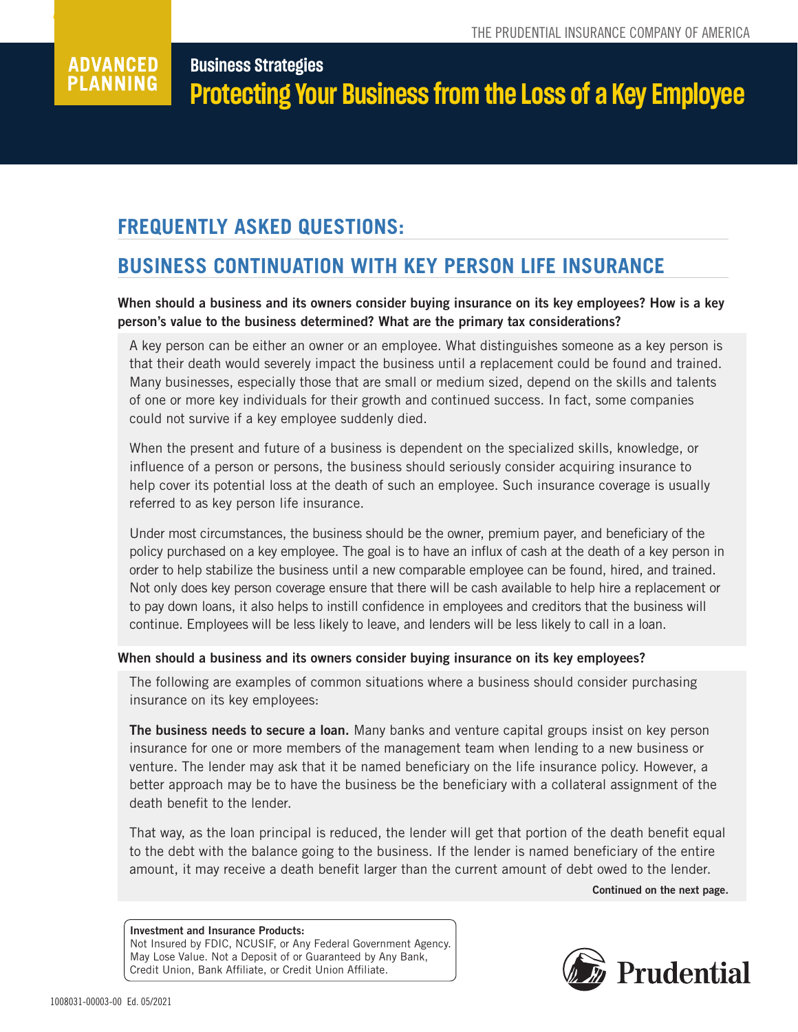ADVANCED PLANNING

**Business Strategies**

# Protecting Your Business from the Loss of a Key Employee

## FREQUENTLY ASKED QUESTIONS:

## BUSINESS CONTINUATION WITH KEY PERSON LIFE INSURANCE

**When should a business and its owners consider buying insurance on its key employees? How is a key person's value to the business determined? What are the primary tax considerations?**

A key person can be either an owner or an employee. What distinguishes someone as a key person is that their death would severely impact the business until a replacement could be found and trained. Many businesses, especially those that are small or medium sized, depend on the skills and talents of one or more key individuals for their growth and continued success. In fact, some companies could not survive if a key employee suddenly died.

When the present and future of a business is dependent on the specialized skills, knowledge, or influence of a person or persons, the business should seriously consider acquiring insurance to help cover its potential loss at the death of such an employee. Such insurance coverage is usually referred to as key person life insurance.

Under most circumstances, the business should be the owner, premium payer, and beneficiary of the policy purchased on a key employee. The goal is to have an influx of cash at the death of a key person in order to help stabilize the business until a new comparable employee can be found, hired, and trained. Not only does key person coverage ensure that there will be cash available to help hire a replacement or to pay down loans, it also helps to instill confidence in employees and creditors that the business will continue. Employees will be less likely to leave, and lenders will be less likely to call in a loan.

**When should a business and its owners consider buying insurance on its key employees?**

The following are examples of common situations where a business should consider purchasing insurance on its key employees:

**The business needs to secure a loan.** Many banks and venture capital groups insist on key person insurance for one or more members of the management team when lending to a new business or venture. The lender may ask that it be named beneficiary on the life insurance policy. However, a better approach may be to have the business be the beneficiary with a collateral assignment of the death benefit to the lender.

That way, as the loan principal is reduced, the lender will get that portion of the death benefit equal to the debt with the balance going to the business. If the lender is named beneficiary of the entire amount, it may receive a death benefit larger than the current amount of debt owed to the lender.

**Continued on the next page.**

**Investment and Insurance Products:**
Not Insured by FDIC, NCUSIF, or Any Federal Government Agency. May Lose Value. Not a Deposit of or Guaranteed by Any Bank, Credit Union, Bank Affiliate, or Credit Union Affiliate.

1008031-00003-00 Ed. 05/2021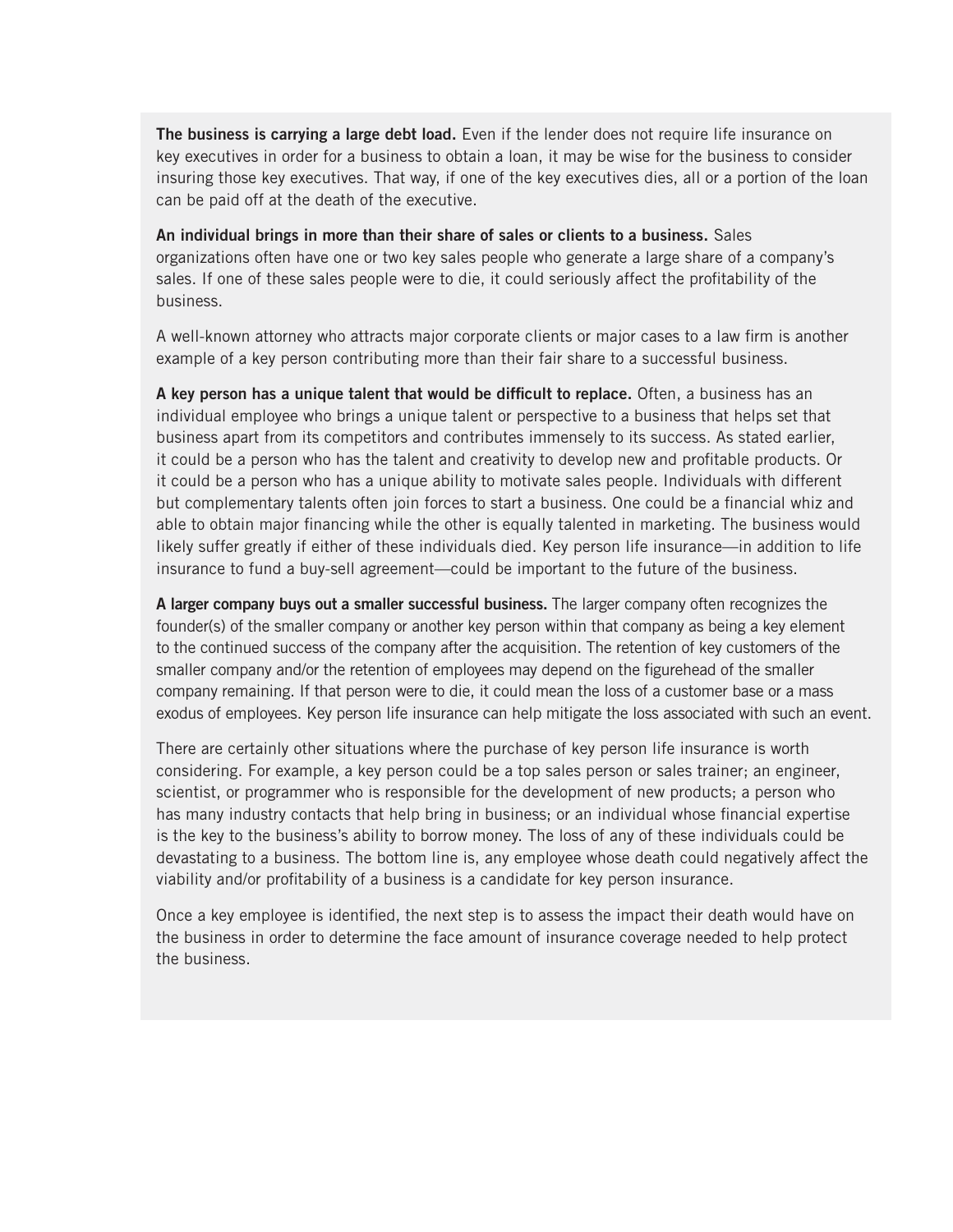**The business is carrying a large debt load.** Even if the lender does not require life insurance on key executives in order for a business to obtain a loan, it may be wise for the business to consider insuring those key executives. That way, if one of the key executives dies, all or a portion of the loan can be paid off at the death of the executive.

**An individual brings in more than their share of sales or clients to a business.** Sales organizations often have one or two key sales people who generate a large share of a company's sales. If one of these sales people were to die, it could seriously affect the profitability of the business.

A well-known attorney who attracts major corporate clients or major cases to a law firm is another example of a key person contributing more than their fair share to a successful business.

**A key person has a unique talent that would be difficult to replace.** Often, a business has an individual employee who brings a unique talent or perspective to a business that helps set that business apart from its competitors and contributes immensely to its success. As stated earlier, it could be a person who has the talent and creativity to develop new and profitable products. Or it could be a person who has a unique ability to motivate sales people. Individuals with different but complementary talents often join forces to start a business. One could be a financial whiz and able to obtain major financing while the other is equally talented in marketing. The business would likely suffer greatly if either of these individuals died. Key person life insurance—in addition to life insurance to fund a buy-sell agreement—could be important to the future of the business.

**A larger company buys out a smaller successful business.** The larger company often recognizes the founder(s) of the smaller company or another key person within that company as being a key element to the continued success of the company after the acquisition. The retention of key customers of the smaller company and/or the retention of employees may depend on the figurehead of the smaller company remaining. If that person were to die, it could mean the loss of a customer base or a mass exodus of employees. Key person life insurance can help mitigate the loss associated with such an event.

There are certainly other situations where the purchase of key person life insurance is worth considering. For example, a key person could be a top sales person or sales trainer; an engineer, scientist, or programmer who is responsible for the development of new products; a person who has many industry contacts that help bring in business; or an individual whose financial expertise is the key to the business's ability to borrow money. The loss of any of these individuals could be devastating to a business. The bottom line is, any employee whose death could negatively affect the viability and/or profitability of a business is a candidate for key person insurance.

Once a key employee is identified, the next step is to assess the impact their death would have on the business in order to determine the face amount of insurance coverage needed to help protect the business.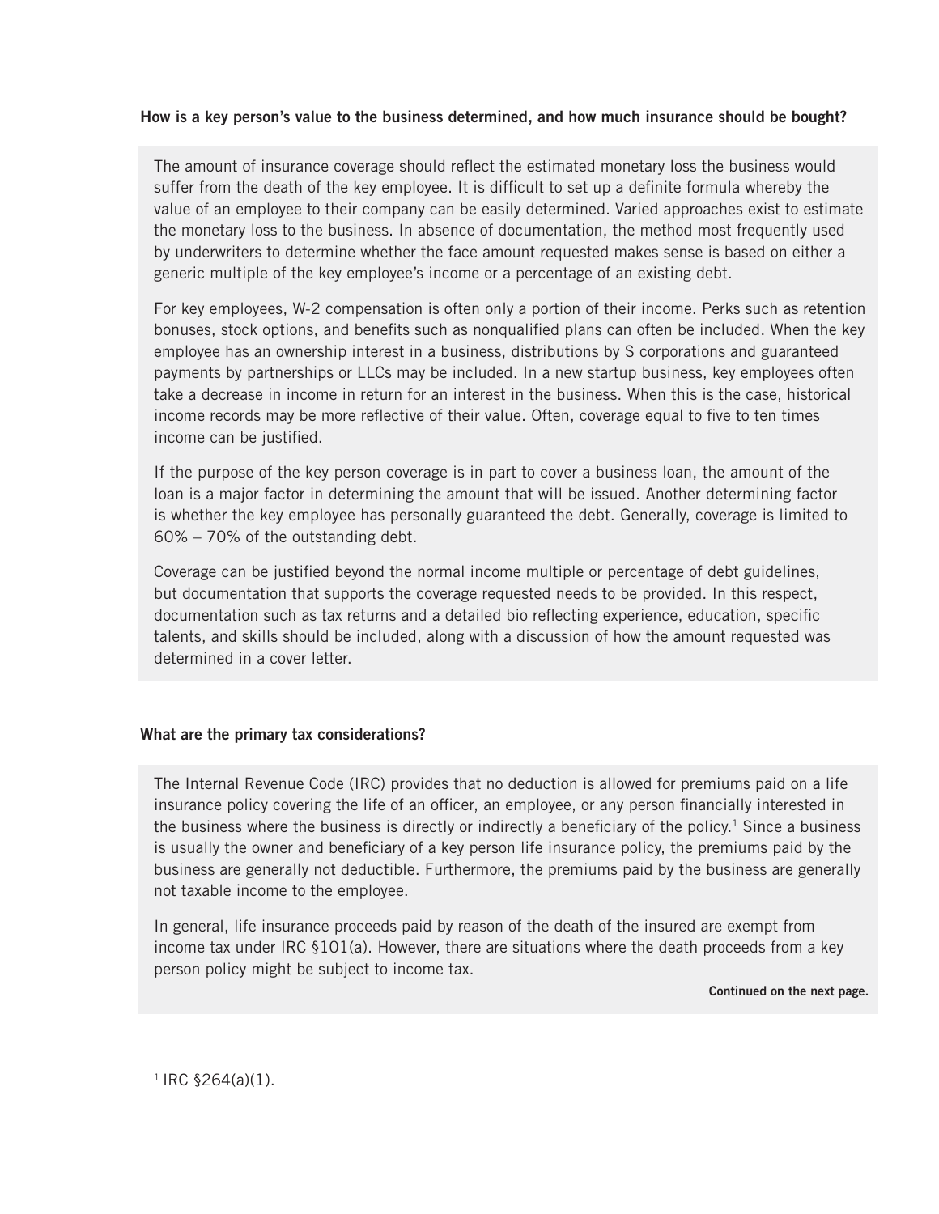**How is a key person's value to the business determined, and how much insurance should be bought?**

The amount of insurance coverage should reflect the estimated monetary loss the business would suffer from the death of the key employee. It is difficult to set up a definite formula whereby the value of an employee to their company can be easily determined. Varied approaches exist to estimate the monetary loss to the business. In absence of documentation, the method most frequently used by underwriters to determine whether the face amount requested makes sense is based on either a generic multiple of the key employee's income or a percentage of an existing debt.

For key employees, W-2 compensation is often only a portion of their income. Perks such as retention bonuses, stock options, and benefits such as nonqualified plans can often be included. When the key employee has an ownership interest in a business, distributions by S corporations and guaranteed payments by partnerships or LLCs may be included. In a new startup business, key employees often take a decrease in income in return for an interest in the business. When this is the case, historical income records may be more reflective of their value. Often, coverage equal to five to ten times income can be justified.

If the purpose of the key person coverage is in part to cover a business loan, the amount of the loan is a major factor in determining the amount that will be issued. Another determining factor is whether the key employee has personally guaranteed the debt. Generally, coverage is limited to 60% – 70% of the outstanding debt.

Coverage can be justified beyond the normal income multiple or percentage of debt guidelines, but documentation that supports the coverage requested needs to be provided. In this respect, documentation such as tax returns and a detailed bio reflecting experience, education, specific talents, and skills should be included, along with a discussion of how the amount requested was determined in a cover letter.

**What are the primary tax considerations?**

The Internal Revenue Code (IRC) provides that no deduction is allowed for premiums paid on a life insurance policy covering the life of an officer, an employee, or any person financially interested in the business where the business is directly or indirectly a beneficiary of the policy.[1] Since a business is usually the owner and beneficiary of a key person life insurance policy, the premiums paid by the business are generally not deductible. Furthermore, the premiums paid by the business are generally not taxable income to the employee.

In general, life insurance proceeds paid by reason of the death of the insured are exempt from income tax under IRC §101(a). However, there are situations where the death proceeds from a key person policy might be subject to income tax.

**Continued on the next page.**

[1] IRC §264(a)(1).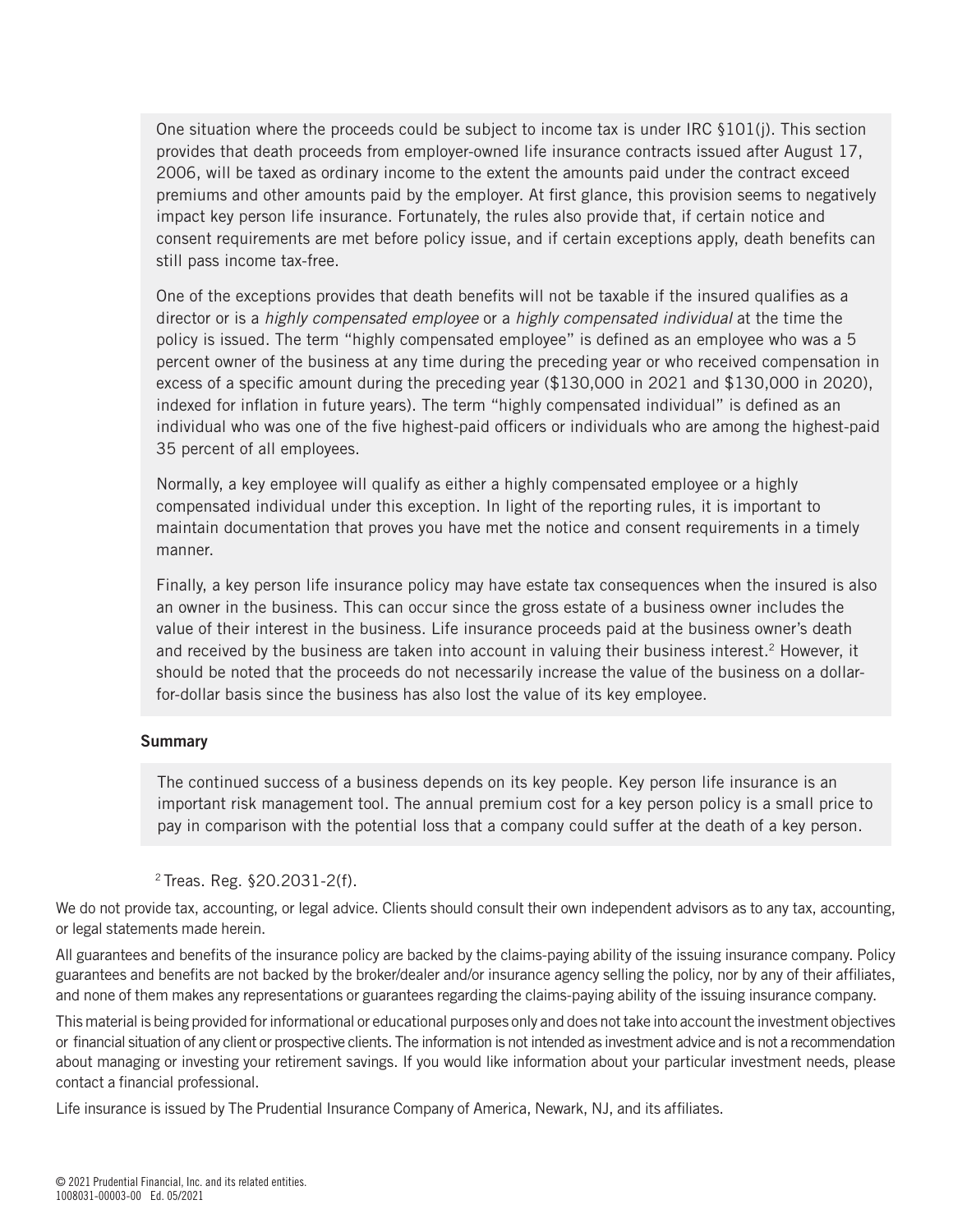One situation where the proceeds could be subject to income tax is under IRC §101(j). This section provides that death proceeds from employer-owned life insurance contracts issued after August 17, 2006, will be taxed as ordinary income to the extent the amounts paid under the contract exceed premiums and other amounts paid by the employer. At first glance, this provision seems to negatively impact key person life insurance. Fortunately, the rules also provide that, if certain notice and consent requirements are met before policy issue, and if certain exceptions apply, death benefits can still pass income tax-free.

One of the exceptions provides that death benefits will not be taxable if the insured qualifies as a director or is a *highly compensated employee* or a *highly compensated individual* at the time the policy is issued. The term "highly compensated employee" is defined as an employee who was a 5 percent owner of the business at any time during the preceding year or who received compensation in excess of a specific amount during the preceding year ($130,000 in 2021 and $130,000 in 2020), indexed for inflation in future years). The term "highly compensated individual" is defined as an individual who was one of the five highest-paid officers or individuals who are among the highest-paid 35 percent of all employees.

Normally, a key employee will qualify as either a highly compensated employee or a highly compensated individual under this exception. In light of the reporting rules, it is important to maintain documentation that proves you have met the notice and consent requirements in a timely manner.

Finally, a key person life insurance policy may have estate tax consequences when the insured is also an owner in the business. This can occur since the gross estate of a business owner includes the value of their interest in the business. Life insurance proceeds paid at the business owner's death and received by the business are taken into account in valuing their business interest.[2] However, it should be noted that the proceeds do not necessarily increase the value of the business on a dollar-for-dollar basis since the business has also lost the value of its key employee.

**Summary**

The continued success of a business depends on its key people. Key person life insurance is an important risk management tool. The annual premium cost for a key person policy is a small price to pay in comparison with the potential loss that a company could suffer at the death of a key person.

[2] Treas. Reg. §20.2031-2(f).

We do not provide tax, accounting, or legal advice. Clients should consult their own independent advisors as to any tax, accounting, or legal statements made herein.

All guarantees and benefits of the insurance policy are backed by the claims-paying ability of the issuing insurance company. Policy guarantees and benefits are not backed by the broker/dealer and/or insurance agency selling the policy, nor by any of their affiliates, and none of them makes any representations or guarantees regarding the claims-paying ability of the issuing insurance company.

This material is being provided for informational or educational purposes only and does not take into account the investment objectives or financial situation of any client or prospective clients. The information is not intended as investment advice and is not a recommendation about managing or investing your retirement savings. If you would like information about your particular investment needs, please contact a financial professional.

Life insurance is issued by The Prudential Insurance Company of America, Newark, NJ, and its affiliates.

© 2021 Prudential Financial, Inc. and its related entities.
1008031-00003-00 Ed. 05/2021